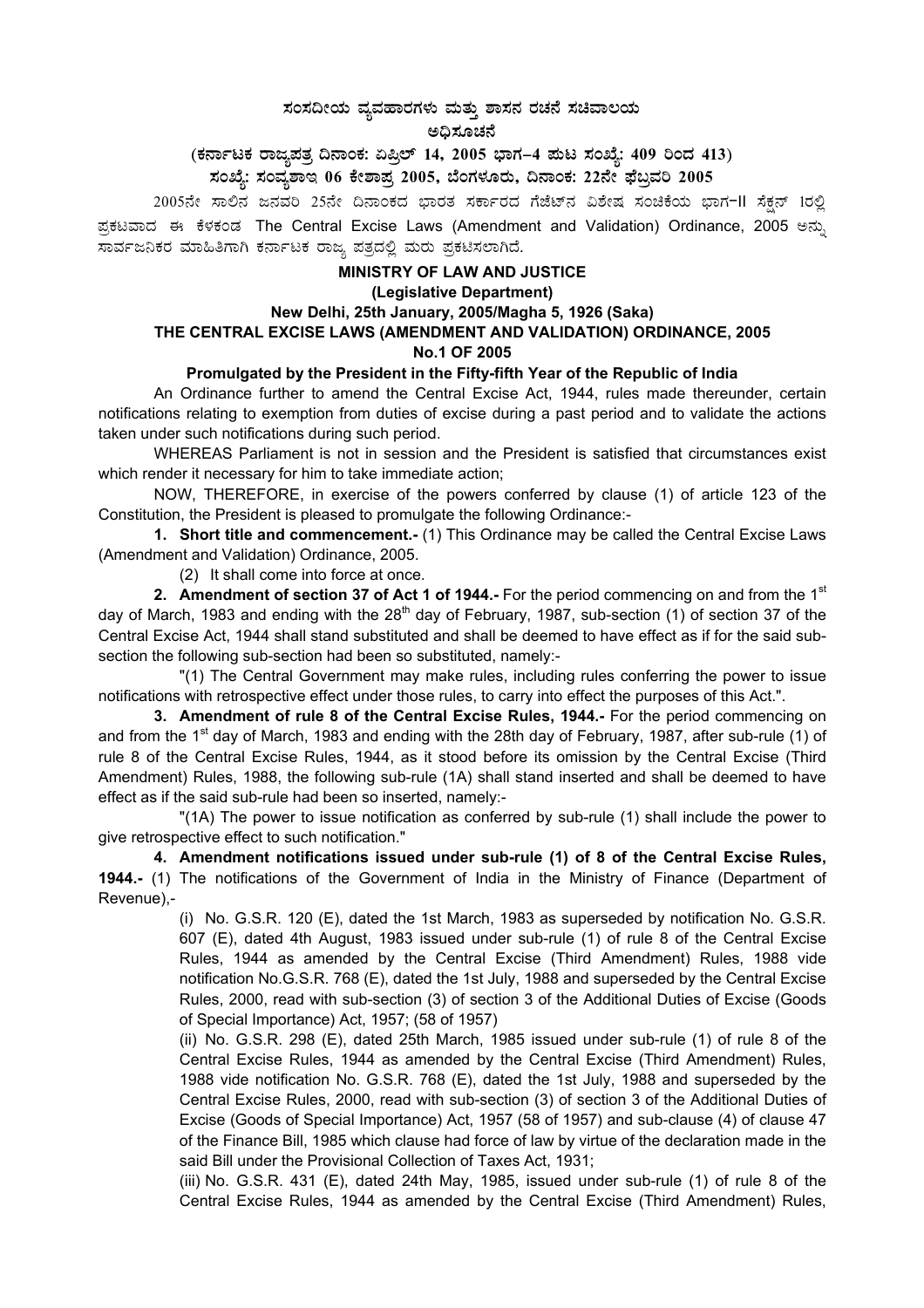# ಸಂಸದೀಯ ವ್ಯವಹಾರಗಳು ಮತ್ತು ಶಾಸನ ರಚನೆ ಸಚಿವಾಲಯ

## ಅಧಿಸೂಚನೆ

### (ಕರ್ನಾಟಕ ರಾಜ್ಯಪತ್ರ ದಿನಾಂಕ: ಏಪ್ರಿಲ್ 14, 2005 ಭಾಗ–4 ಪುಟ ಸಂಖ್ಯೆ: 409 ರಿಂದ 413)

### ಸಂಖ್ಯೆ: ಸಂವ್ಯಶಾಇ 06 ಕೇಶಾಪ್ರ 2005, ಬೆಂಗಳೂರು, ದಿನಾಂಕ: 22ನೇ ಫೆಬ್ರವರಿ 2005

2005ನೇ ಸಾಲಿನ ಜನವರಿ 25ನೇ ದಿನಾಂಕದ ಭಾರತ ಸರ್ಕಾರದ ಗೆಜೆಟ್‌ನ ವಿಶೇಷ ಸಂಚಿಕೆಯ ಭಾಗ-II ಸೆಕ್ಷನ್ 1ರಲ್ಲಿ ಪ್ರಕಟವಾದ ಈ ಕೆಳಕಂಡ The Central Excise Laws (Amendment and Validation) Ordinance, 2005 ಅನ್ನು ಸಾರ್ವಜನಿಕರ ಮಾಹಿತಿಗಾಗಿ ಕರ್ನಾಟಕ ರಾಜ್ಯ ಪತ್ರದಲ್ಲಿ ಮರು ಪ್ರಕಟಿಸಲಾಗಿದೆ.

**MINISTRY OF LAW AND JUSTICE**

**(Legislative Department)**

**New Delhi, 25th January, 2005/Magha 5, 1926 (Saka)**

**THE CENTRAL EXCISE LAWS (AMENDMENT AND VALIDATION) ORDINANCE, 2005**

**No.1 OF 2005**

**Promulgated by the President in the Fifty-fifth Year of the Republic of India**

An Ordinance further to amend the Central Excise Act, 1944, rules made thereunder, certain notifications relating to exemption from duties of excise during a past period and to validate the actions taken under such notifications during such period.

WHEREAS Parliament is not in session and the President is satisfied that circumstances exist which render it necessary for him to take immediate action;

NOW, THEREFORE, in exercise of the powers conferred by clause (1) of article 123 of the Constitution, the President is pleased to promulgate the following Ordinance:-

**1. Short title and commencement.-** (1) This Ordinance may be called the Central Excise Laws (Amendment and Validation) Ordinance, 2005.

(2) It shall come into force at once.

**2. Amendment of section 37 of Act 1 of 1944.-** For the period commencing on and from the 1st day of March, 1983 and ending with the 28th day of February, 1987, sub-section (1) of section 37 of the Central Excise Act, 1944 shall stand substituted and shall be deemed to have effect as if for the said sub-section the following sub-section had been so substituted, namely:-

"(1) The Central Government may make rules, including rules conferring the power to issue notifications with retrospective effect under those rules, to carry into effect the purposes of this Act.".

**3. Amendment of rule 8 of the Central Excise Rules, 1944.-** For the period commencing on and from the 1st day of March, 1983 and ending with the 28th day of February, 1987, after sub-rule (1) of rule 8 of the Central Excise Rules, 1944, as it stood before its omission by the Central Excise (Third Amendment) Rules, 1988, the following sub-rule (1A) shall stand inserted and shall be deemed to have effect as if the said sub-rule had been so inserted, namely:-

"(1A) The power to issue notification as conferred by sub-rule (1) shall include the power to give retrospective effect to such notification."

**4. Amendment notifications issued under sub-rule (1) of 8 of the Central Excise Rules, 1944.-** (1) The notifications of the Government of India in the Ministry of Finance (Department of Revenue),-

(i) No. G.S.R. 120 (E), dated the 1st March, 1983 as superseded by notification No. G.S.R. 607 (E), dated 4th August, 1983 issued under sub-rule (1) of rule 8 of the Central Excise Rules, 1944 as amended by the Central Excise (Third Amendment) Rules, 1988 vide notification No.G.S.R. 768 (E), dated the 1st July, 1988 and superseded by the Central Excise Rules, 2000, read with sub-section (3) of section 3 of the Additional Duties of Excise (Goods of Special Importance) Act, 1957; (58 of 1957)

(ii) No. G.S.R. 298 (E), dated 25th March, 1985 issued under sub-rule (1) of rule 8 of the Central Excise Rules, 1944 as amended by the Central Excise (Third Amendment) Rules, 1988 vide notification No. G.S.R. 768 (E), dated the 1st July, 1988 and superseded by the Central Excise Rules, 2000, read with sub-section (3) of section 3 of the Additional Duties of Excise (Goods of Special Importance) Act, 1957 (58 of 1957) and sub-clause (4) of clause 47 of the Finance Bill, 1985 which clause had force of law by virtue of the declaration made in the said Bill under the Provisional Collection of Taxes Act, 1931;

(iii) No. G.S.R. 431 (E), dated 24th May, 1985, issued under sub-rule (1) of rule 8 of the Central Excise Rules, 1944 as amended by the Central Excise (Third Amendment) Rules,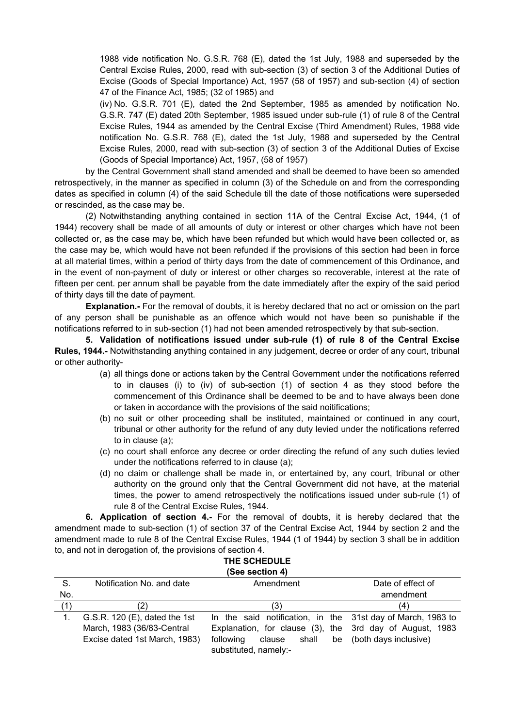1988 vide notification No. G.S.R. 768 (E), dated the 1st July, 1988 and superseded by the Central Excise Rules, 2000, read with sub-section (3) of section 3 of the Additional Duties of Excise (Goods of Special Importance) Act, 1957 (58 of 1957) and sub-section (4) of section 47 of the Finance Act, 1985; (32 of 1985) and

(iv) No. G.S.R. 701 (E), dated the 2nd September, 1985 as amended by notification No. G.S.R. 747 (E) dated 20th September, 1985 issued under sub-rule (1) of rule 8 of the Central Excise Rules, 1944 as amended by the Central Excise (Third Amendment) Rules, 1988 vide notification No. G.S.R. 768 (E), dated the 1st July, 1988 and superseded by the Central Excise Rules, 2000, read with sub-section (3) of section 3 of the Additional Duties of Excise (Goods of Special Importance) Act, 1957, (58 of 1957)

by the Central Government shall stand amended and shall be deemed to have been so amended retrospectively, in the manner as specified in column (3) of the Schedule on and from the corresponding dates as specified in column (4) of the said Schedule till the date of those notifications were superseded or rescinded, as the case may be.

(2) Notwithstanding anything contained in section 11A of the Central Excise Act, 1944, (1 of 1944) recovery shall be made of all amounts of duty or interest or other charges which have not been collected or, as the case may be, which have been refunded but which would have been collected or, as the case may be, which would have not been refunded if the provisions of this section had been in force at all material times, within a period of thirty days from the date of commencement of this Ordinance, and in the event of non-payment of duty or interest or other charges so recoverable, interest at the rate of fifteen per cent. per annum shall be payable from the date immediately after the expiry of the said period of thirty days till the date of payment.

**Explanation.-** For the removal of doubts, it is hereby declared that no act or omission on the part of any person shall be punishable as an offence which would not have been so punishable if the notifications referred to in sub-section (1) had not been amended retrospectively by that sub-section.

**5. Validation of notifications issued under sub-rule (1) of rule 8 of the Central Excise Rules, 1944.-** Notwithstanding anything contained in any judgement, decree or order of any court, tribunal or other authority-

(a) all things done or actions taken by the Central Government under the notifications referred to in clauses (i) to (iv) of sub-section (1) of section 4 as they stood before the commencement of this Ordinance shall be deemed to be and to have always been done or taken in accordance with the provisions of the said noitifications;

(b) no suit or other proceeding shall be instituted, maintained or continued in any court, tribunal or other authority for the refund of any duty levied under the notifications referred to in clause (a);

(c) no court shall enforce any decree or order directing the refund of any such duties levied under the notifications referred to in clause (a);

(d) no claim or challenge shall be made in, or entertained by, any court, tribunal or other authority on the ground only that the Central Government did not have, at the material times, the power to amend retrospectively the notifications issued under sub-rule (1) of rule 8 of the Central Excise Rules, 1944.

**6. Application of section 4.-** For the removal of doubts, it is hereby declared that the amendment made to sub-section (1) of section 37 of the Central Excise Act, 1944 by section 2 and the amendment made to rule 8 of the Central Excise Rules, 1944 (1 of 1944) by section 3 shall be in addition to, and not in derogation of, the provisions of section 4.

**THE SCHEDULE**
**(See section 4)**

| S. No. | Notification No. and date | Amendment | Date of effect of amendment |
|---|---|---|---|
| (1) | (2) | (3) | (4) |
| 1. | G.S.R. 120 (E), dated the 1st March, 1983 (36/83-Central Excise dated 1st March, 1983) | In the said notification, in the Explanation, for clause (3), the following clause shall be substituted, namely:- | 31st day of March, 1983 to 3rd day of August, 1983 (both days inclusive) |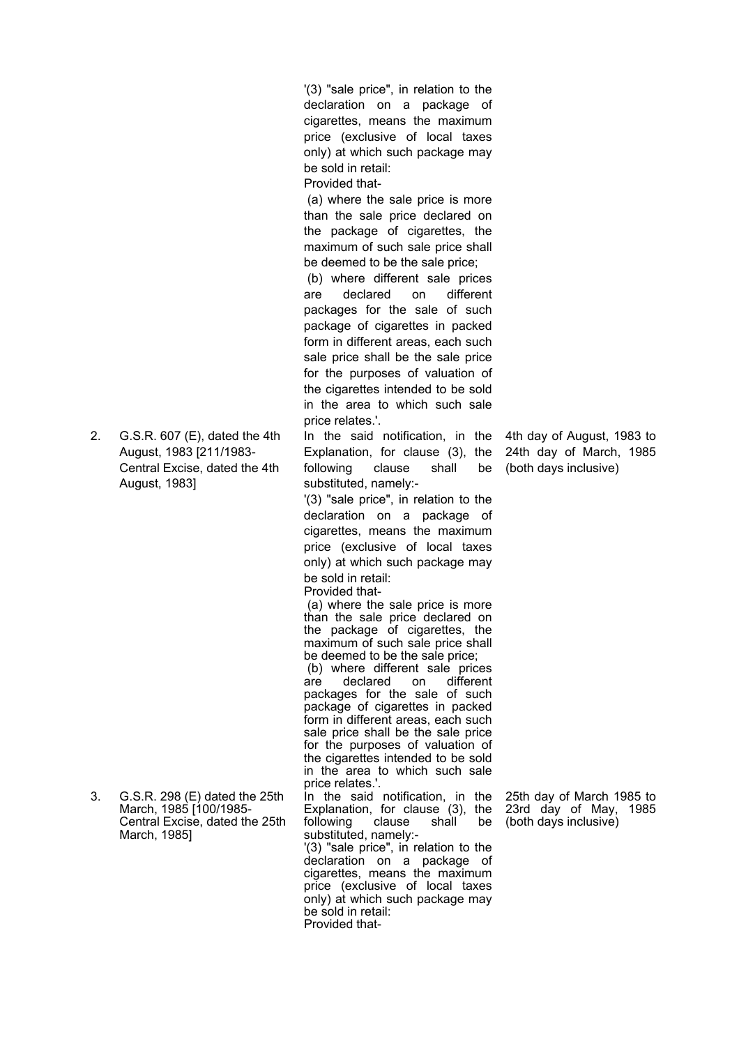|  |  | '(3) "sale price", in relation to the declaration on a package of cigarettes, means the maximum price (exclusive of local taxes only) at which such package may be sold in retail:<br>Provided that-<br>(a) where the sale price is more than the sale price declared on the package of cigarettes, the maximum of such sale price shall be deemed to be the sale price;<br>(b) where different sale prices are declared on different packages for the sale of such package of cigarettes in packed form in different areas, each such sale price shall be the sale price for the purposes of valuation of the cigarettes intended to be sold in the area to which such sale price relates.'. |  |
|---|---|---|---|
| 2. | G.S.R. 607 (E), dated the 4th August, 1983 [211/1983-Central Excise, dated the 4th August, 1983] | In the said notification, in the Explanation, for clause (3), the following clause shall be substituted, namely:-<br>'(3) "sale price", in relation to the declaration on a package of cigarettes, means the maximum price (exclusive of local taxes only) at which such package may be sold in retail:<br>Provided that-<br>(a) where the sale price is more than the sale price declared on the package of cigarettes, the maximum of such sale price shall be deemed to be the sale price;<br>(b) where different sale prices are declared on different packages for the sale of such package of cigarettes in packed form in different areas, each such sale price shall be the sale price for the purposes of valuation of the cigarettes intended to be sold in the area to which such sale price relates.'. | 4th day of August, 1983 to 24th day of March, 1985 (both days inclusive) |
| 3. | G.S.R. 298 (E) dated the 25th March, 1985 [100/1985-Central Excise, dated the 25th March, 1985] | In the said notification, in the Explanation, for clause (3), the following clause shall be substituted, namely:-<br>'(3) "sale price", in relation to the declaration on a package of cigarettes, means the maximum price (exclusive of local taxes only) at which such package may be sold in retail:<br>Provided that- | 25th day of March 1985 to 23rd day of May, 1985 (both days inclusive) |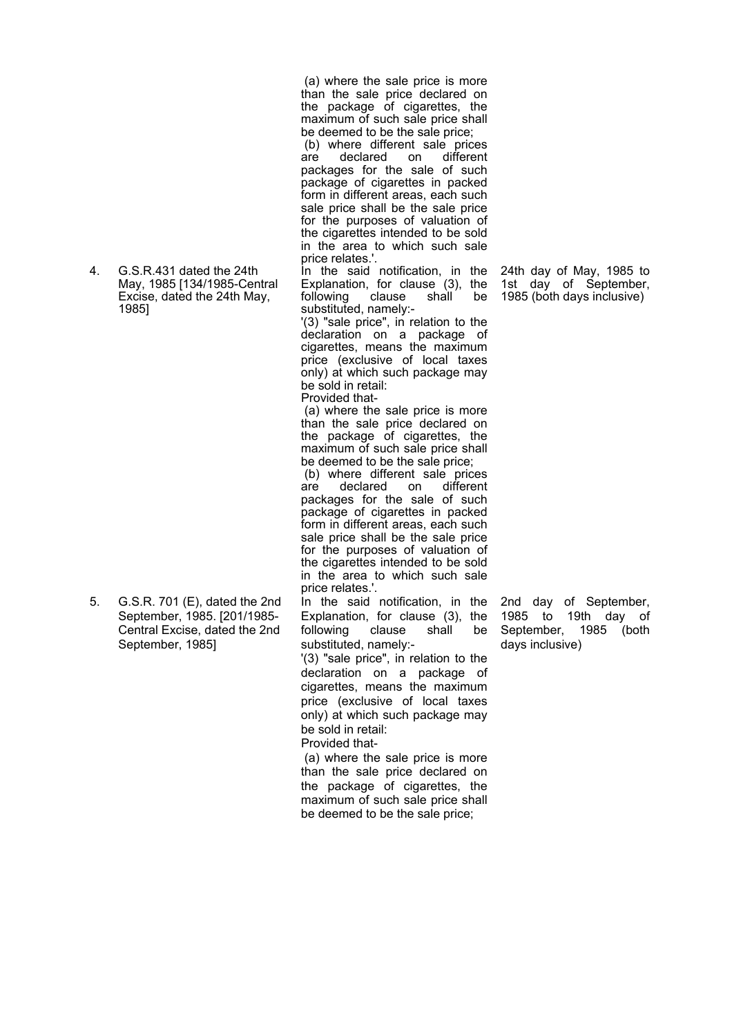| | | | |
|---|---|---|---|
| | | (a) where the sale price is more than the sale price declared on the package of cigarettes, the maximum of such sale price shall be deemed to be the sale price;<br>(b) where different sale prices are declared on different packages for the sale of such package of cigarettes in packed form in different areas, each such sale price shall be the sale price for the purposes of valuation of the cigarettes intended to be sold in the area to which such sale price relates.'. | |
| 4. | G.S.R.431 dated the 24th May, 1985 [134/1985-Central Excise, dated the 24th May, 1985] | In the said notification, in the Explanation, for clause (3), the following clause shall be substituted, namely:-<br>'(3) "sale price", in relation to the declaration on a package of cigarettes, means the maximum price (exclusive of local taxes only) at which such package may be sold in retail:<br>Provided that-<br>(a) where the sale price is more than the sale price declared on the package of cigarettes, the maximum of such sale price shall be deemed to be the sale price;<br>(b) where different sale prices are declared on different packages for the sale of such package of cigarettes in packed form in different areas, each such sale price shall be the sale price for the purposes of valuation of the cigarettes intended to be sold in the area to which such sale price relates.'. | 24th day of May, 1985 to 1st day of September, 1985 (both days inclusive) |
| 5. | G.S.R. 701 (E), dated the 2nd September, 1985. [201/1985-Central Excise, dated the 2nd September, 1985] | In the said notification, in the Explanation, for clause (3), the following clause shall be substituted, namely:-<br>'(3) "sale price", in relation to the declaration on a package of cigarettes, means the maximum price (exclusive of local taxes only) at which such package may be sold in retail:<br>Provided that-<br>(a) where the sale price is more than the sale price declared on the package of cigarettes, the maximum of such sale price shall be deemed to be the sale price; | 2nd day of September, 1985 to 19th day of September, 1985 (both days inclusive) |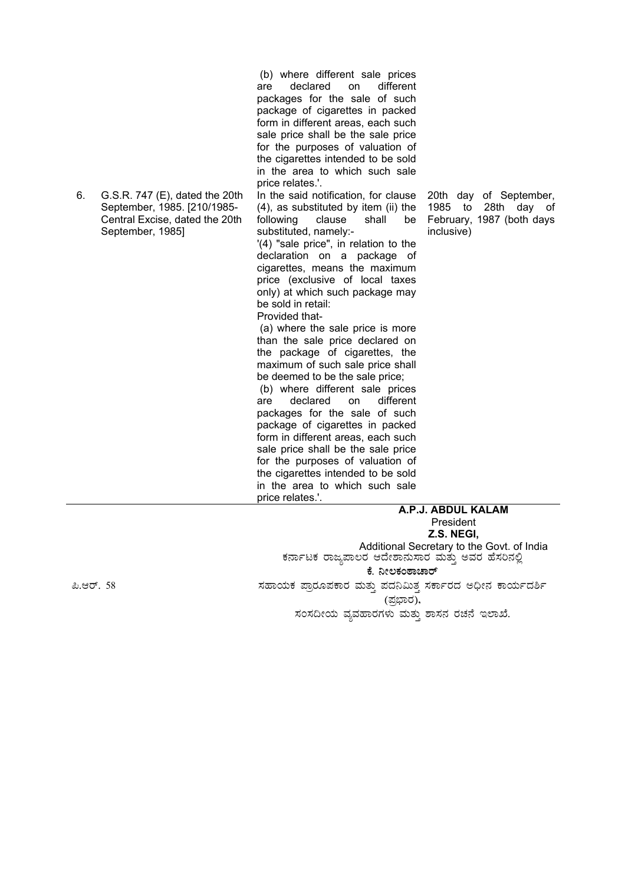| | | | |
|---|---|---|---|
| | | (b) where different sale prices are declared on different packages for the sale of such package of cigarettes in packed form in different areas, each such sale price shall be the sale price for the purposes of valuation of the cigarettes intended to be sold in the area to which such sale price relates.'. | |
| 6. | G.S.R. 747 (E), dated the 20th September, 1985. [210/1985-Central Excise, dated the 20th September, 1985] | In the said notification, for clause (4), as substituted by item (ii) the following clause shall be substituted, namely:- '(4) "sale price", in relation to the declaration on a package of cigarettes, means the maximum price (exclusive of local taxes only) at which such package may be sold in retail: Provided that- (a) where the sale price is more than the sale price declared on the package of cigarettes, the maximum of such sale price shall be deemed to be the sale price; (b) where different sale prices are declared on different packages for the sale of such package of cigarettes in packed form in different areas, each such sale price shall be the sale price for the purposes of valuation of the cigarettes intended to be sold in the area to which such sale price relates.'. | 20th day of September, 1985 to 28th day of February, 1987 (both days inclusive) |

**A.P.J. ABDUL KALAM**
President

**Z.S. NEGI,**
Additional Secretary to the Govt. of India

ಕರ್ನಾಟಕ ರಾಜ್ಯಪಾಲರ ಆದೇಶಾನುಸಾರ ಮತ್ತು ಅವರ ಹೆಸರಿನಲ್ಲಿ

**ಕೆ. ನೀಲಕಂಠಾಚಾರ್**

ಪಿ.ಆರ್. 58

ಸಹಾಯಕ ಪ್ರಾರೂಪಕಾರ ಮತ್ತು ಪದನಿಮಿತ್ತ ಸರ್ಕಾರದ ಅಧೀನ ಕಾರ್ಯದರ್ಶಿ (ಪ್ರಭಾರ),
ಸಂಸದೀಯ ವ್ಯವಹಾರಗಳು ಮತ್ತು ಶಾಸನ ರಚನೆ ಇಲಾಖೆ.